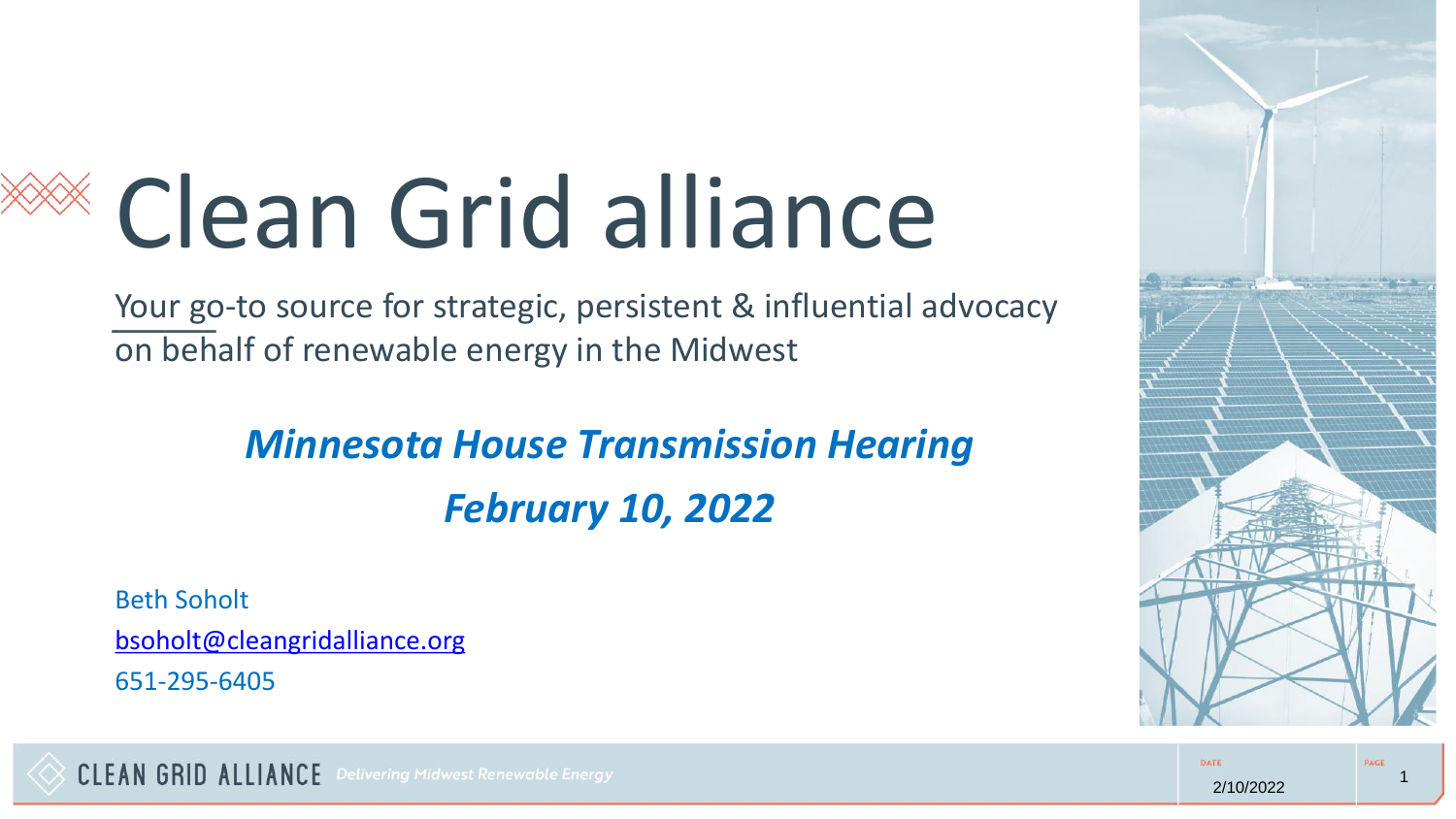# Clean Grid alliance

Your go-to source for strategic, persistent & influential advocacy on behalf of renewable energy in the Midwest

***Minnesota House Transmission Hearing***

***February 10, 2022***

Beth Soholt

bsoholt@cleangridalliance.org

651-295-6405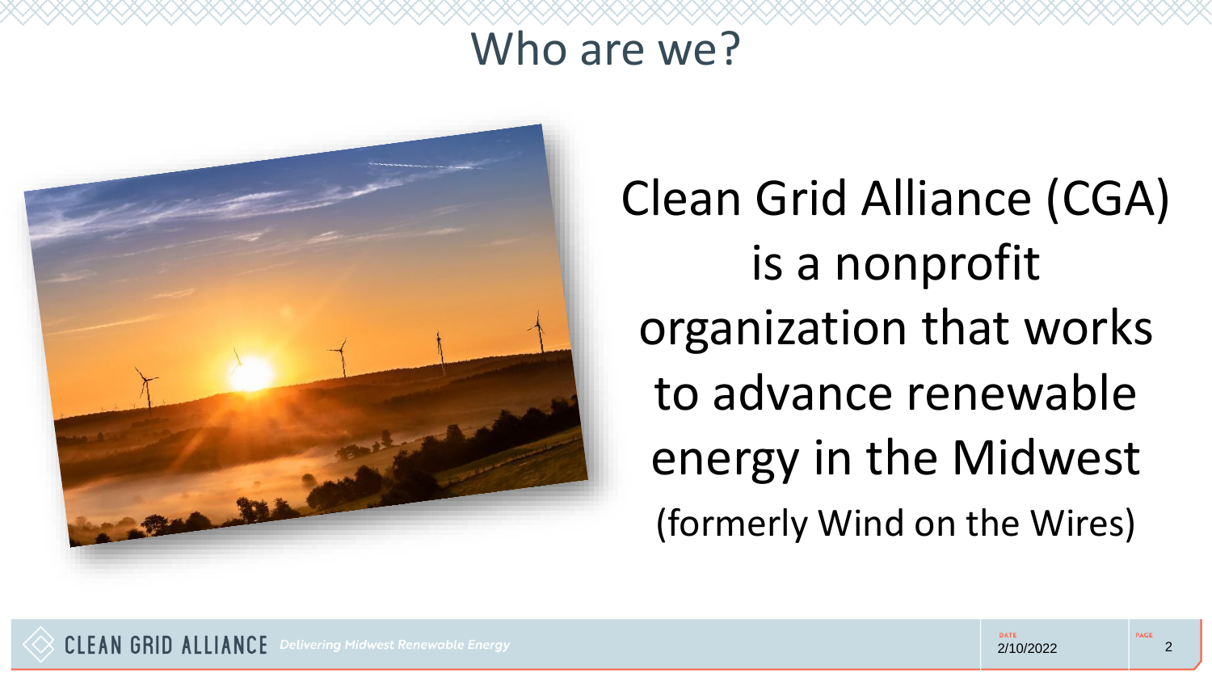# Who are we?

Clean Grid Alliance (CGA) is a nonprofit organization that works to advance renewable energy in the Midwest (formerly Wind on the Wires)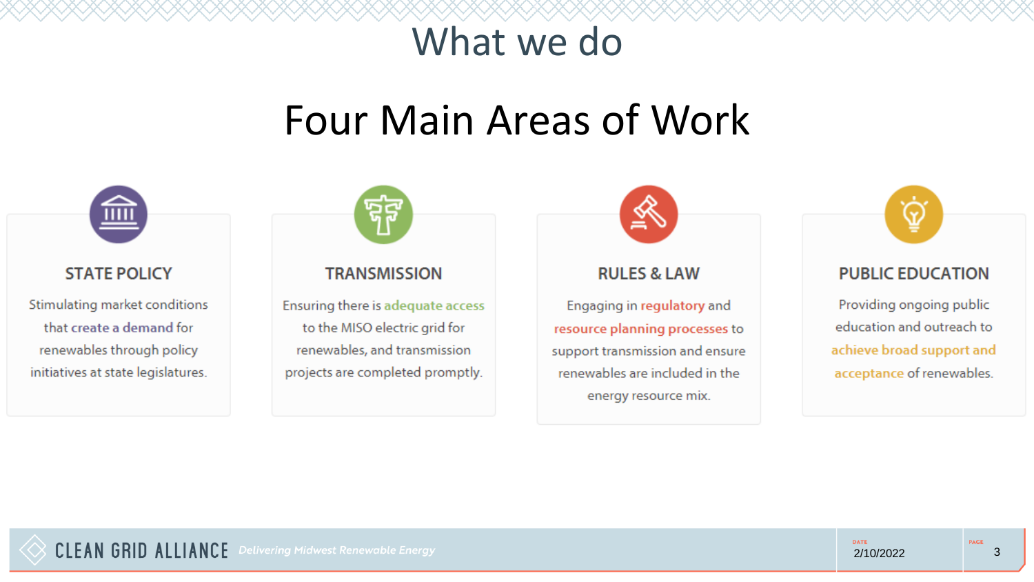# What we do

## Four Main Areas of Work

### STATE POLICY

Stimulating market conditions that create a demand for renewables through policy initiatives at state legislatures.

### TRANSMISSION

Ensuring there is adequate access to the MISO electric grid for renewables, and transmission projects are completed promptly.

### RULES & LAW

Engaging in regulatory and resource planning processes to support transmission and ensure renewables are included in the energy resource mix.

### PUBLIC EDUCATION

Providing ongoing public education and outreach to achieve broad support and acceptance of renewables.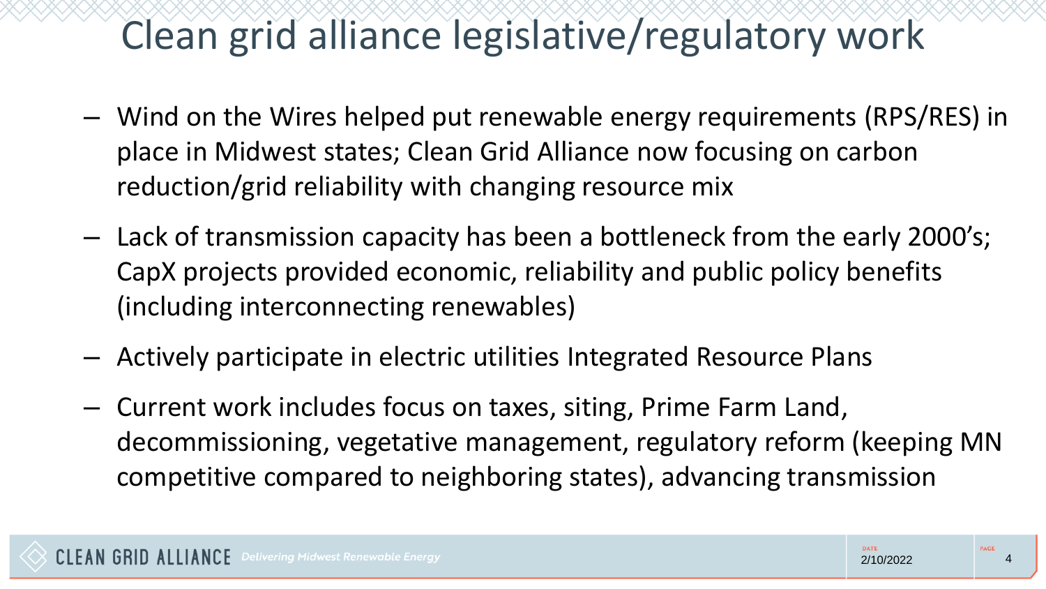# Clean grid alliance legislative/regulatory work

- Wind on the Wires helped put renewable energy requirements (RPS/RES) in place in Midwest states; Clean Grid Alliance now focusing on carbon reduction/grid reliability with changing resource mix
- Lack of transmission capacity has been a bottleneck from the early 2000's; CapX projects provided economic, reliability and public policy benefits (including interconnecting renewables)
- Actively participate in electric utilities Integrated Resource Plans
- Current work includes focus on taxes, siting, Prime Farm Land, decommissioning, vegetative management, regulatory reform (keeping MN competitive compared to neighboring states), advancing transmission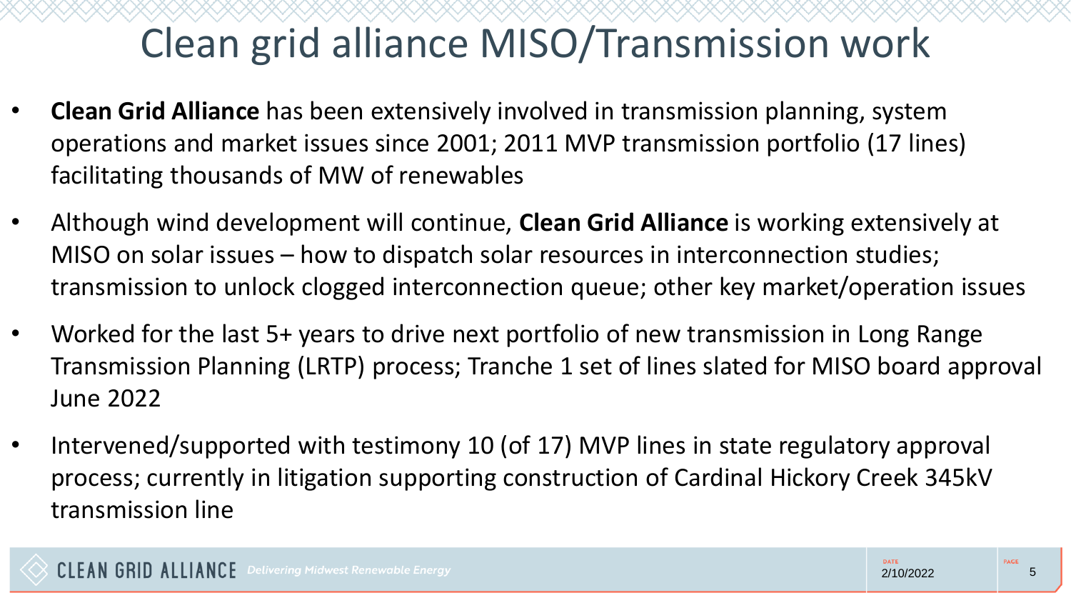# Clean grid alliance MISO/Transmission work

- **Clean Grid Alliance** has been extensively involved in transmission planning, system operations and market issues since 2001; 2011 MVP transmission portfolio (17 lines) facilitating thousands of MW of renewables
- Although wind development will continue, **Clean Grid Alliance** is working extensively at MISO on solar issues – how to dispatch solar resources in interconnection studies; transmission to unlock clogged interconnection queue; other key market/operation issues
- Worked for the last 5+ years to drive next portfolio of new transmission in Long Range Transmission Planning (LRTP) process; Tranche 1 set of lines slated for MISO board approval June 2022
- Intervened/supported with testimony 10 (of 17) MVP lines in state regulatory approval process; currently in litigation supporting construction of Cardinal Hickory Creek 345kV transmission line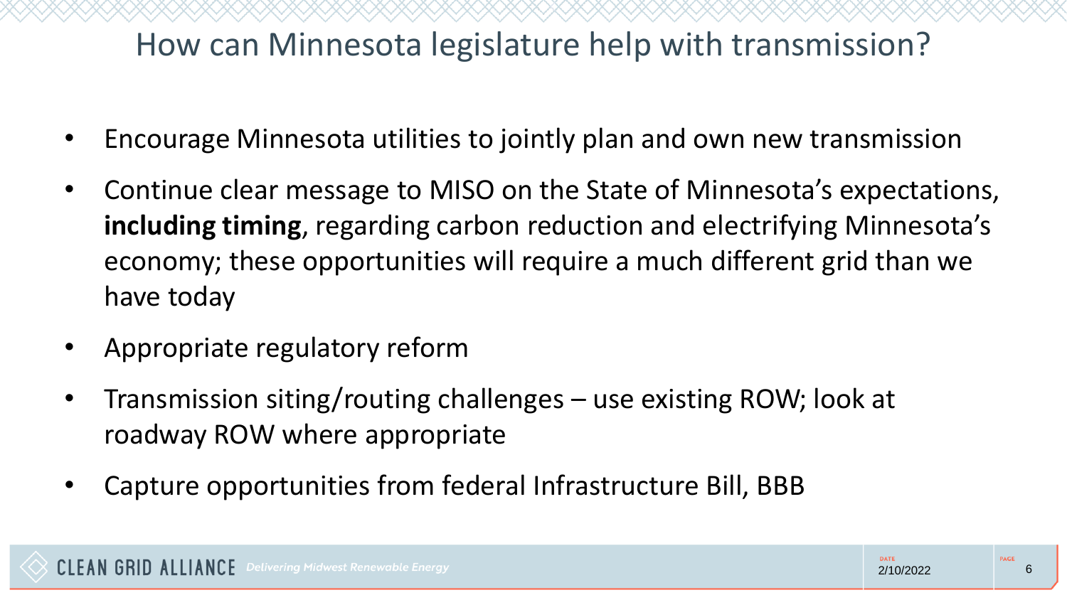# How can Minnesota legislature help with transmission?

- Encourage Minnesota utilities to jointly plan and own new transmission
- Continue clear message to MISO on the State of Minnesota's expectations, **including timing**, regarding carbon reduction and electrifying Minnesota's economy; these opportunities will require a much different grid than we have today
- Appropriate regulatory reform
- Transmission siting/routing challenges – use existing ROW; look at roadway ROW where appropriate
- Capture opportunities from federal Infrastructure Bill, BBB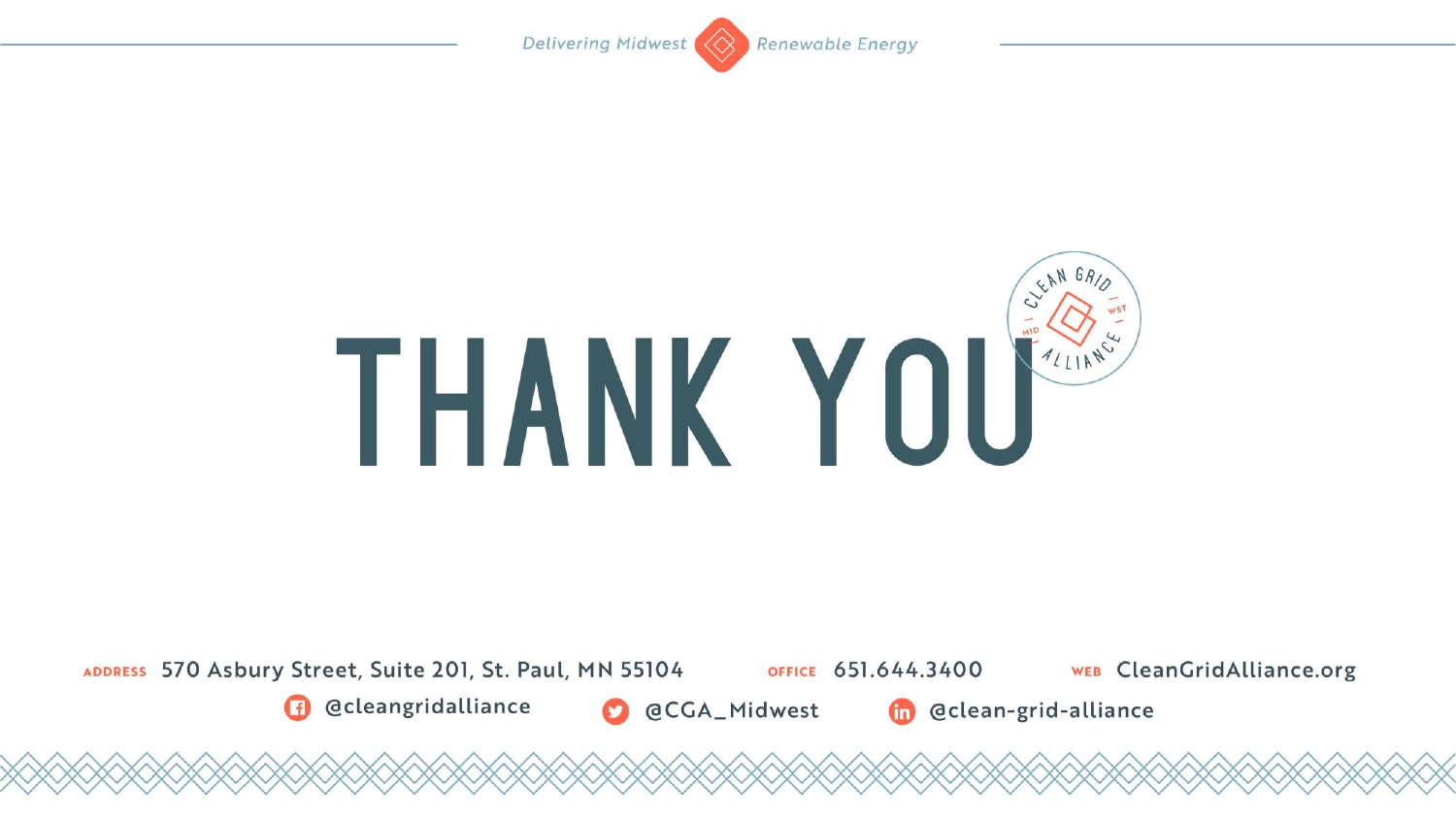Delivering Midwest Renewable Energy

# THANK YOU

ADDRESS 570 Asbury Street, Suite 201, St. Paul, MN 55104

OFFICE 651.644.3400

WEB CleanGridAlliance.org

@cleangridalliance

@CGA_Midwest

@clean-grid-alliance